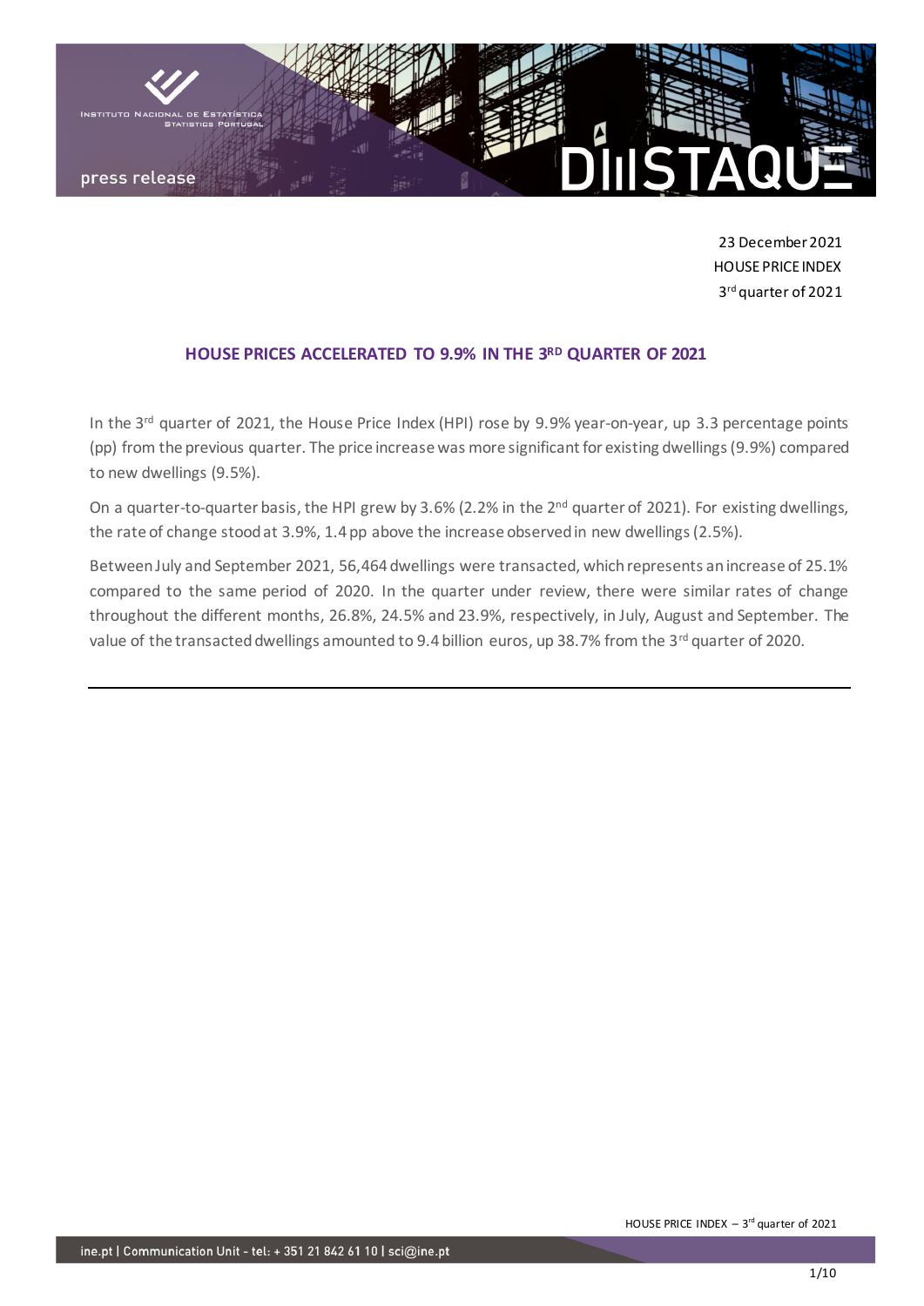23 December 2021
HOUSE PRICE INDEX
3rd quarter of 2021

# HOUSE PRICES ACCELERATED TO 9.9% IN THE 3RD QUARTER OF 2021

In the 3rd quarter of 2021, the House Price Index (HPI) rose by 9.9% year-on-year, up 3.3 percentage points (pp) from the previous quarter. The price increase was more significant for existing dwellings (9.9%) compared to new dwellings (9.5%).

On a quarter-to-quarter basis, the HPI grew by 3.6% (2.2% in the 2nd quarter of 2021). For existing dwellings, the rate of change stood at 3.9%, 1.4 pp above the increase observed in new dwellings (2.5%).

Between July and September 2021, 56,464 dwellings were transacted, which represents an increase of 25.1% compared to the same period of 2020. In the quarter under review, there were similar rates of change throughout the different months, 26.8%, 24.5% and 23.9%, respectively, in July, August and September. The value of the transacted dwellings amounted to 9.4 billion euros, up 38.7% from the 3rd quarter of 2020.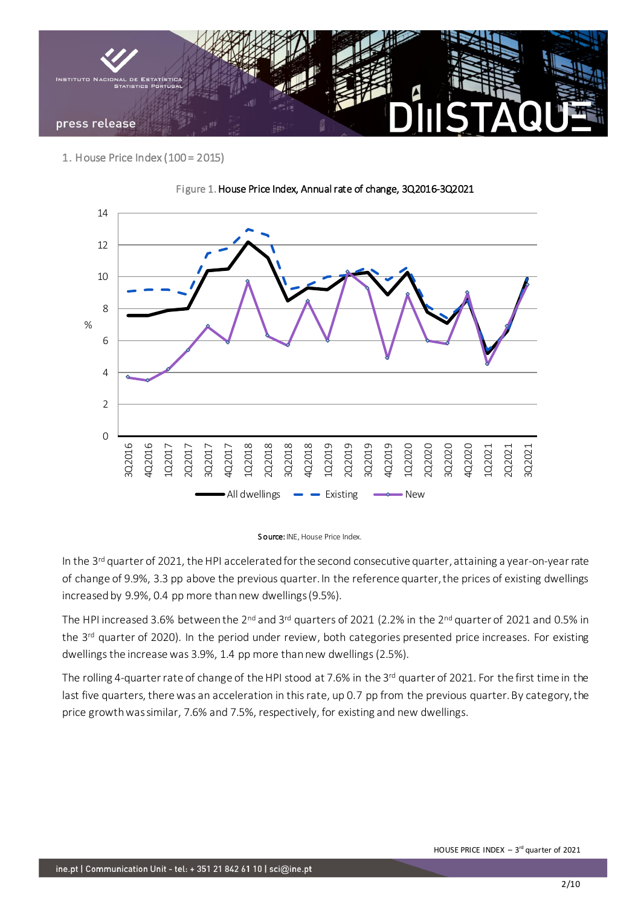## 1. House Price Index (100 = 2015)

Figure 1. House Price Index, Annual rate of change, 3Q2016-3Q2021

14
12
10
8
6
4
2
0

%

3Q2016
4Q2016
1Q2017
2Q2017
3Q2017
4Q2017
1Q2018
2Q2018
3Q2018
4Q2018
1Q2019
2Q2019
3Q2019
4Q2019
1Q2020
2Q2020
3Q2020
4Q2020
1Q2021
2Q2021
3Q2021

All dwellings — Existing — New

**Source:** INE, House Price Index.

In the 3rd quarter of 2021, the HPI accelerated for the second consecutive quarter, attaining a year-on-year rate of change of 9.9%, 3.3 pp above the previous quarter. In the reference quarter, the prices of existing dwellings increased by 9.9%, 0.4 pp more than new dwellings (9.5%).

The HPI increased 3.6% between the 2nd and 3rd quarters of 2021 (2.2% in the 2nd quarter of 2021 and 0.5% in the 3rd quarter of 2020). In the period under review, both categories presented price increases. For existing dwellings the increase was 3.9%, 1.4 pp more than new dwellings (2.5%).

The rolling 4-quarter rate of change of the HPI stood at 7.6% in the 3rd quarter of 2021. For the first time in the last five quarters, there was an acceleration in this rate, up 0.7 pp from the previous quarter. By category, the price growth was similar, 7.6% and 7.5%, respectively, for existing and new dwellings.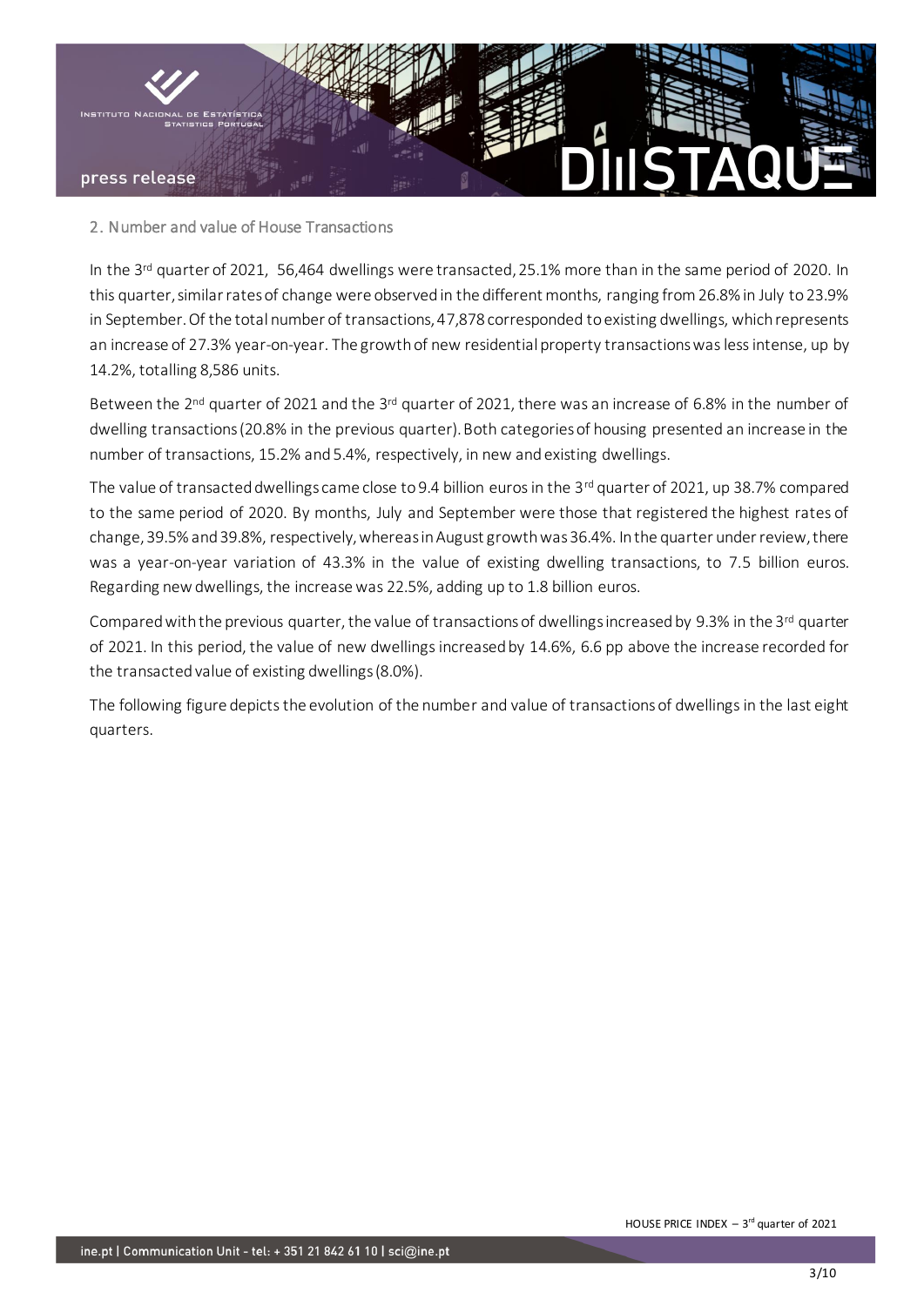## 2. Number and value of House Transactions

In the 3rd quarter of 2021, 56,464 dwellings were transacted, 25.1% more than in the same period of 2020. In this quarter, similar rates of change were observed in the different months, ranging from 26.8% in July to 23.9% in September. Of the total number of transactions, 47,878 corresponded to existing dwellings, which represents an increase of 27.3% year-on-year. The growth of new residential property transactions was less intense, up by 14.2%, totalling 8,586 units.

Between the 2nd quarter of 2021 and the 3rd quarter of 2021, there was an increase of 6.8% in the number of dwelling transactions (20.8% in the previous quarter). Both categories of housing presented an increase in the number of transactions, 15.2% and 5.4%, respectively, in new and existing dwellings.

The value of transacted dwellings came close to 9.4 billion euros in the 3rd quarter of 2021, up 38.7% compared to the same period of 2020. By months, July and September were those that registered the highest rates of change, 39.5% and 39.8%, respectively, whereas in August growth was 36.4%. In the quarter under review, there was a year-on-year variation of 43.3% in the value of existing dwelling transactions, to 7.5 billion euros. Regarding new dwellings, the increase was 22.5%, adding up to 1.8 billion euros.

Compared with the previous quarter, the value of transactions of dwellings increased by 9.3% in the 3rd quarter of 2021. In this period, the value of new dwellings increased by 14.6%, 6.6 pp above the increase recorded for the transacted value of existing dwellings (8.0%).

The following figure depicts the evolution of the number and value of transactions of dwellings in the last eight quarters.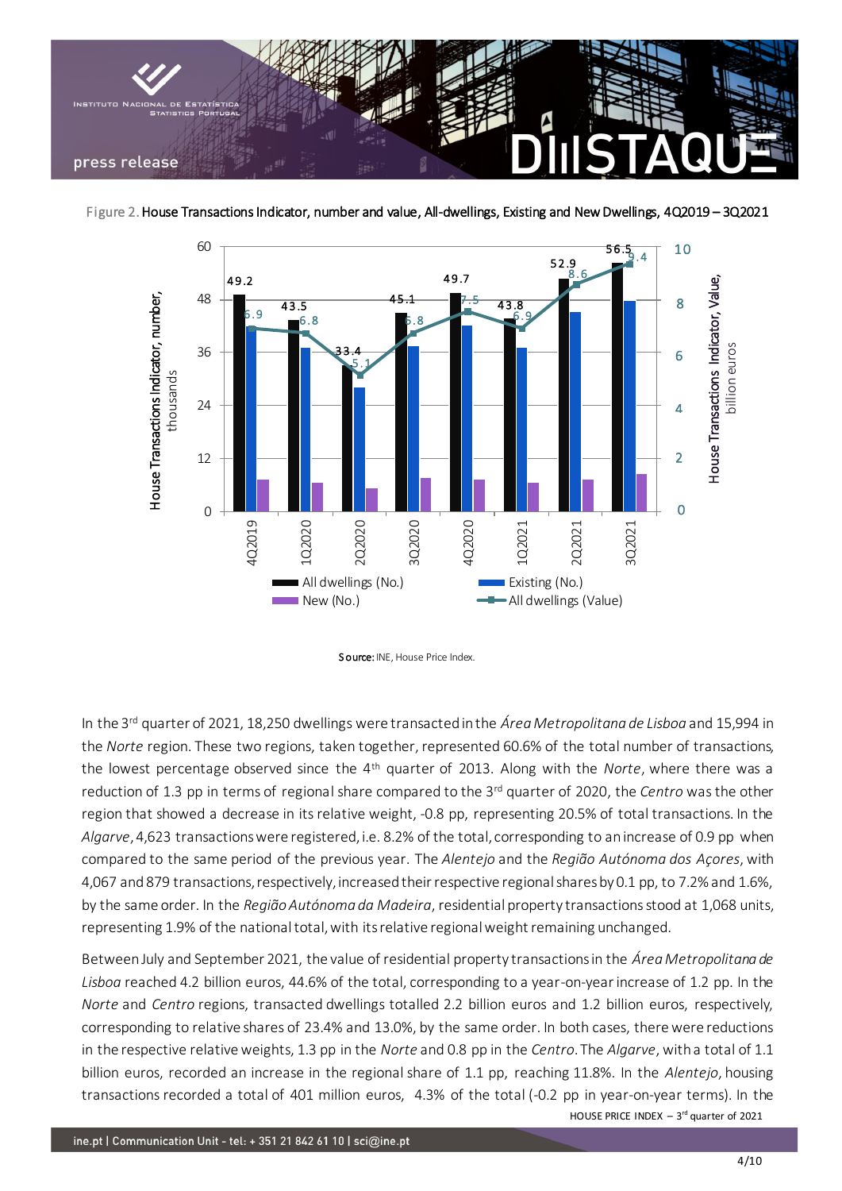Figure 2. House Transactions Indicator, number and value, All-dwellings, Existing and New Dwellings, 4Q2019 – 3Q2021

House Transactions Indicator, number, thousands

House Transactions Indicator, Value, billion euros

60
48
36
24
12
0

10
8
6
4
2
0

49.2
43.5
33.4
45.1
49.7
43.8
52.9
56.5

6.9
6.8
5.1
6.8
7.5
6.9
8.6
9.4

4Q2019
1Q2020
2Q2020
3Q2020
4Q2020
1Q2021
2Q2021
3Q2021

All dwellings (No.)
Existing (No.)
New (No.)
All dwellings (Value)

**Source:** INE, House Price Index.

In the 3rd quarter of 2021, 18,250 dwellings were transacted in the *Área Metropolitana de Lisboa* and 15,994 in the *Norte* region. These two regions, taken together, represented 60.6% of the total number of transactions, the lowest percentage observed since the 4th quarter of 2013. Along with the *Norte*, where there was a reduction of 1.3 pp in terms of regional share compared to the 3rd quarter of 2020, the *Centro* was the other region that showed a decrease in its relative weight, -0.8 pp, representing 20.5% of total transactions. In the *Algarve*, 4,623 transactions were registered, i.e. 8.2% of the total, corresponding to an increase of 0.9 pp when compared to the same period of the previous year. The *Alentejo* and the *Região Autónoma dos Açores*, with 4,067 and 879 transactions, respectively, increased their respective regional shares by 0.1 pp, to 7.2% and 1.6%, by the same order. In the *Região Autónoma da Madeira*, residential property transactions stood at 1,068 units, representing 1.9% of the national total, with its relative regional weight remaining unchanged.

Between July and September 2021, the value of residential property transactions in the *Área Metropolitana de Lisboa* reached 4.2 billion euros, 44.6% of the total, corresponding to a year-on-year increase of 1.2 pp. In the *Norte* and *Centro* regions, transacted dwellings totalled 2.2 billion euros and 1.2 billion euros, respectively, corresponding to relative shares of 23.4% and 13.0%, by the same order. In both cases, there were reductions in the respective relative weights, 1.3 pp in the *Norte* and 0.8 pp in the *Centro*. The *Algarve*, with a total of 1.1 billion euros, recorded an increase in the regional share of 1.1 pp, reaching 11.8%. In the *Alentejo*, housing transactions recorded a total of 401 million euros, 4.3% of the total (-0.2 pp in year-on-year terms). In the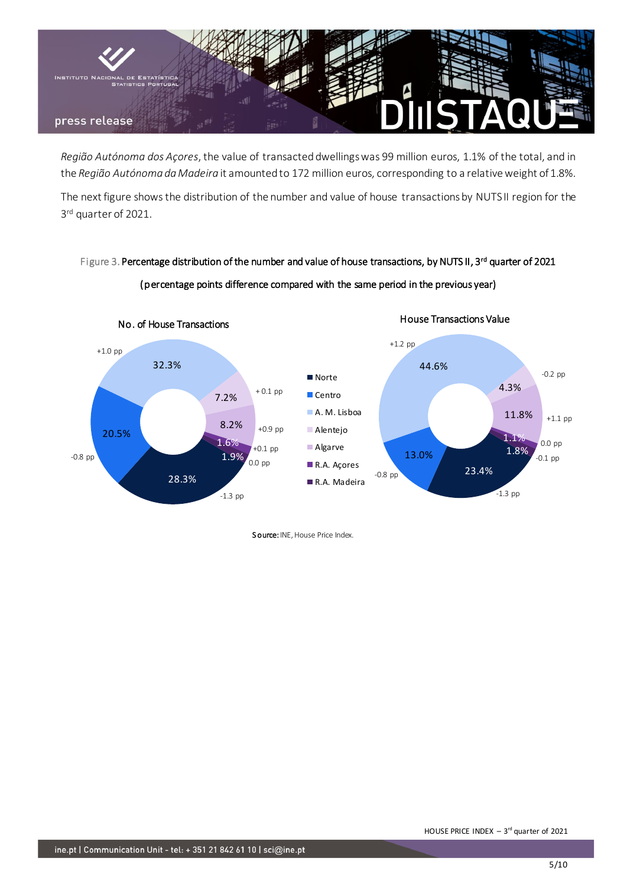*Região Autónoma dos Açores*, the value of transacted dwellings was 99 million euros, 1.1% of the total, and in the *Região Autónoma da Madeira* it amounted to 172 million euros, corresponding to a relative weight of 1.8%.

The next figure shows the distribution of the number and value of house transactions by NUTS II region for the 3rd quarter of 2021.

Figure 3. **Percentage distribution of the number and value of house transactions, by NUTS II, 3rd quarter of 2021**

**(percentage points difference compared with the same period in the previous year)**

No. of House Transactions

32.3%
+1.0 pp
7.2%
+ 0.1 pp
8.2%
+0.9 pp
1.6%
+0.1 pp
1.9%
0.0 pp
28.3%
-1.3 pp
20.5%
-0.8 pp

Norte
Centro
A. M. Lisboa
Alentejo
Algarve
R.A. Açores
R.A. Madeira

House Transactions Value

44.6%
+1.2 pp
4.3%
-0.2 pp
11.8%
+1.1 pp
1.1%
0.0 pp
1.8%
-0.1 pp
23.4%
-1.3 pp
13.0%
-0.8 pp

**Source:** INE, House Price Index.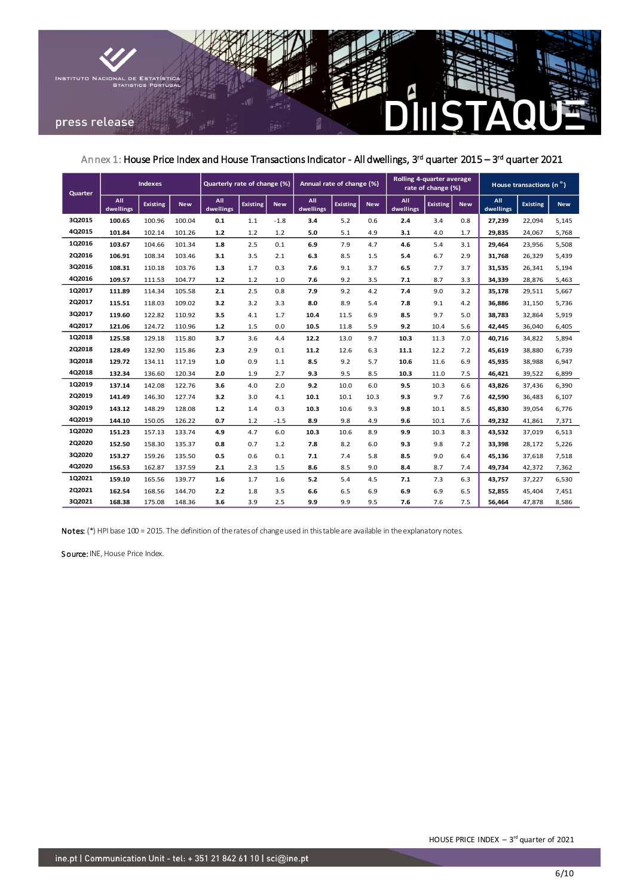Annex 1: House Price Index and House Transactions Indicator - All dwellings, 3rd quarter 2015 – 3rd quarter 2021

| Quarter | Indexes | | | Quarterly rate of change (%) | | | Annual rate of change (%) | | | Rolling 4-quarter average rate of change (%) | | | House transactions (n.º) | | |
|---|---|---|---|---|---|---|---|---|---|---|---|---|---|---|---|
| | All dwellings | Existing | New | All dwellings | Existing | New | All dwellings | Existing | New | All dwellings | Existing | New | All dwellings | Existing | New |
| 3Q2015 | **100.65** | 100.96 | 100.04 | **0.1** | 1.1 | -1.8 | **3.4** | 5.2 | 0.6 | **2.4** | 3.4 | 0.8 | **27,239** | 22,094 | 5,145 |
| 4Q2015 | **101.84** | 102.14 | 101.26 | **1.2** | 1.2 | 1.2 | **5.0** | 5.1 | 4.9 | **3.1** | 4.0 | 1.7 | **29,835** | 24,067 | 5,768 |
| 1Q2016 | **103.67** | 104.66 | 101.34 | **1.8** | 2.5 | 0.1 | **6.9** | 7.9 | 4.7 | **4.6** | 5.4 | 3.1 | **29,464** | 23,956 | 5,508 |
| 2Q2016 | **106.91** | 108.34 | 103.46 | **3.1** | 3.5 | 2.1 | **6.3** | 8.5 | 1.5 | **5.4** | 6.7 | 2.9 | **31,768** | 26,329 | 5,439 |
| 3Q2016 | **108.31** | 110.18 | 103.76 | **1.3** | 1.7 | 0.3 | **7.6** | 9.1 | 3.7 | **6.5** | 7.7 | 3.7 | **31,535** | 26,341 | 5,194 |
| 4Q2016 | **109.57** | 111.53 | 104.77 | **1.2** | 1.2 | 1.0 | **7.6** | 9.2 | 3.5 | **7.1** | 8.7 | 3.3 | **34,339** | 28,876 | 5,463 |
| 1Q2017 | **111.89** | 114.34 | 105.58 | **2.1** | 2.5 | 0.8 | **7.9** | 9.2 | 4.2 | **7.4** | 9.0 | 3.2 | **35,178** | 29,511 | 5,667 |
| 2Q2017 | **115.51** | 118.03 | 109.02 | **3.2** | 3.2 | 3.3 | **8.0** | 8.9 | 5.4 | **7.8** | 9.1 | 4.2 | **36,886** | 31,150 | 5,736 |
| 3Q2017 | **119.60** | 122.82 | 110.92 | **3.5** | 4.1 | 1.7 | **10.4** | 11.5 | 6.9 | **8.5** | 9.7 | 5.0 | **38,783** | 32,864 | 5,919 |
| 4Q2017 | **121.06** | 124.72 | 110.96 | **1.2** | 1.5 | 0.0 | **10.5** | 11.8 | 5.9 | **9.2** | 10.4 | 5.6 | **42,445** | 36,040 | 6,405 |
| 1Q2018 | **125.58** | 129.18 | 115.80 | **3.7** | 3.6 | 4.4 | **12.2** | 13.0 | 9.7 | **10.3** | 11.3 | 7.0 | **40,716** | 34,822 | 5,894 |
| 2Q2018 | **128.49** | 132.90 | 115.86 | **2.3** | 2.9 | 0.1 | **11.2** | 12.6 | 6.3 | **11.1** | 12.2 | 7.2 | **45,619** | 38,880 | 6,739 |
| 3Q2018 | **129.72** | 134.11 | 117.19 | **1.0** | 0.9 | 1.1 | **8.5** | 9.2 | 5.7 | **10.6** | 11.6 | 6.9 | **45,935** | 38,988 | 6,947 |
| 4Q2018 | **132.34** | 136.60 | 120.34 | **2.0** | 1.9 | 2.7 | **9.3** | 9.5 | 8.5 | **10.3** | 11.0 | 7.5 | **46,421** | 39,522 | 6,899 |
| 1Q2019 | **137.14** | 142.08 | 122.76 | **3.6** | 4.0 | 2.0 | **9.2** | 10.0 | 6.0 | **9.5** | 10.3 | 6.6 | **43,826** | 37,436 | 6,390 |
| 2Q2019 | **141.49** | 146.30 | 127.74 | **3.2** | 3.0 | 4.1 | **10.1** | 10.1 | 10.3 | **9.3** | 9.7 | 7.6 | **42,590** | 36,483 | 6,107 |
| 3Q2019 | **143.12** | 148.29 | 128.08 | **1.2** | 1.4 | 0.3 | **10.3** | 10.6 | 9.3 | **9.8** | 10.1 | 8.5 | **45,830** | 39,054 | 6,776 |
| 4Q2019 | **144.10** | 150.05 | 126.22 | **0.7** | 1.2 | -1.5 | **8.9** | 9.8 | 4.9 | **9.6** | 10.1 | 7.6 | **49,232** | 41,861 | 7,371 |
| 1Q2020 | **151.23** | 157.13 | 133.74 | **4.9** | 4.7 | 6.0 | **10.3** | 10.6 | 8.9 | **9.9** | 10.3 | 8.3 | **43,532** | 37,019 | 6,513 |
| 2Q2020 | **152.50** | 158.30 | 135.37 | **0.8** | 0.7 | 1.2 | **7.8** | 8.2 | 6.0 | **9.3** | 9.8 | 7.2 | **33,398** | 28,172 | 5,226 |
| 3Q2020 | **153.27** | 159.26 | 135.50 | **0.5** | 0.6 | 0.1 | **7.1** | 7.4 | 5.8 | **8.5** | 9.0 | 6.4 | **45,136** | 37,618 | 7,518 |
| 4Q2020 | **156.53** | 162.87 | 137.59 | **2.1** | 2.3 | 1.5 | **8.6** | 8.5 | 9.0 | **8.4** | 8.7 | 7.4 | **49,734** | 42,372 | 7,362 |
| 1Q2021 | **159.10** | 165.56 | 139.77 | **1.6** | 1.7 | 1.6 | **5.2** | 5.4 | 4.5 | **7.1** | 7.3 | 6.3 | **43,757** | 37,227 | 6,530 |
| 2Q2021 | **162.54** | 168.56 | 144.70 | **2.2** | 1.8 | 3.5 | **6.6** | 6.5 | 6.9 | **6.9** | 6.9 | 6.5 | **52,855** | 45,404 | 7,451 |
| 3Q2021 | **168.38** | 175.08 | 148.36 | **3.6** | 3.9 | 2.5 | **9.9** | 9.9 | 9.5 | **7.6** | 7.6 | 7.5 | **56,464** | 47,878 | 8,586 |

Notes: (*) HPI base 100 = 2015. The definition of the rates of change used in this table are available in the explanatory notes.

Source: INE, House Price Index.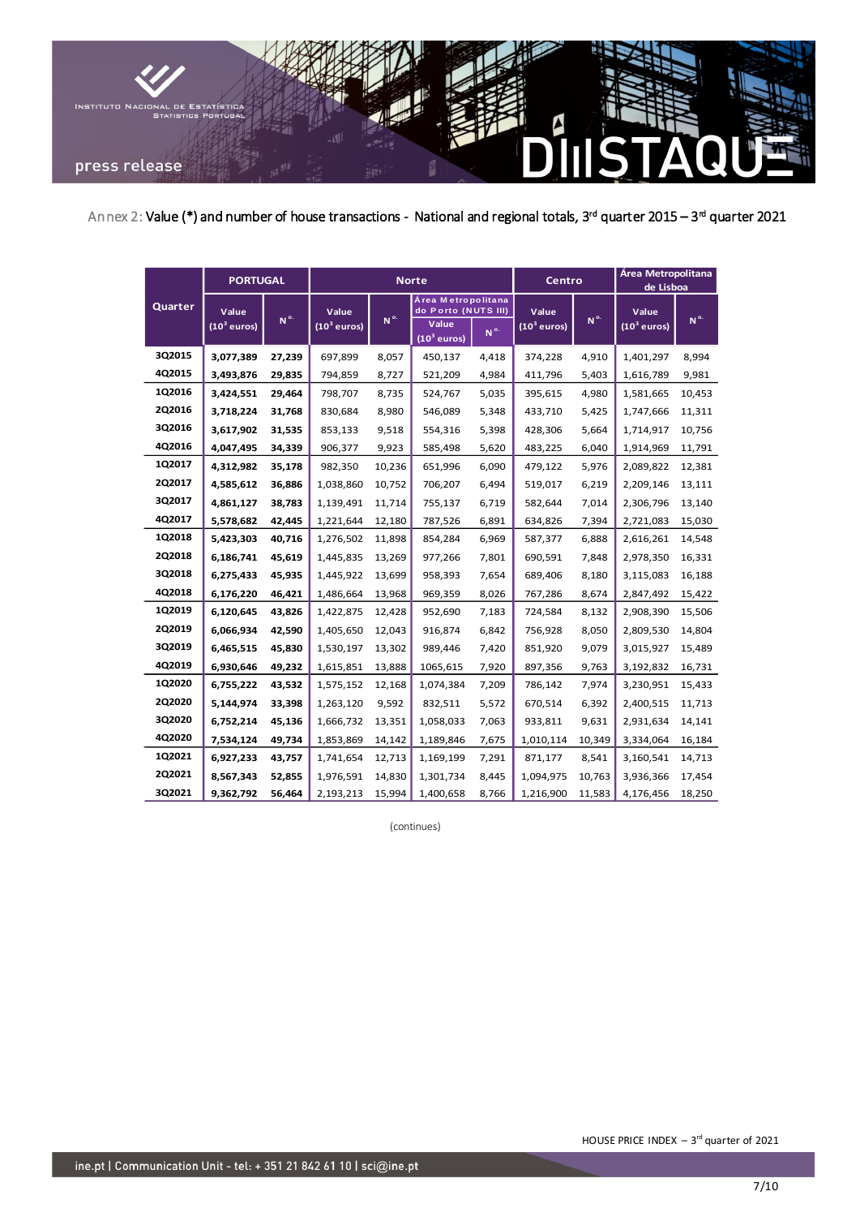Annex 2: Value (*) and number of house transactions - National and regional totals, 3rd quarter 2015 – 3rd quarter 2021

| Quarter | PORTUGAL | | Norte | | | | Centro | | Área Metropolitana de Lisboa | |
|---|---|---|---|---|---|---|---|---|---|---|
| | Value (10³ euros) | Nº. | Value (10³ euros) | Nº. | Área Metropolitana do Porto (NUTS III) Value (10³ euros) | Área Metropolitana do Porto (NUTS III) Nº. | Value (10³ euros) | Nº. | Value (10³ euros) | Nº. |
| 3Q2015 | 3,077,389 | 27,239 | 697,899 | 8,057 | 450,137 | 4,418 | 374,228 | 4,910 | 1,401,297 | 8,994 |
| 4Q2015 | 3,493,876 | 29,835 | 794,859 | 8,727 | 521,209 | 4,984 | 411,796 | 5,403 | 1,616,789 | 9,981 |
| 1Q2016 | 3,424,551 | 29,464 | 798,707 | 8,735 | 524,767 | 5,035 | 395,615 | 4,980 | 1,581,665 | 10,453 |
| 2Q2016 | 3,718,224 | 31,768 | 830,684 | 8,980 | 546,089 | 5,348 | 433,710 | 5,425 | 1,747,666 | 11,311 |
| 3Q2016 | 3,617,902 | 31,535 | 853,133 | 9,518 | 554,316 | 5,398 | 428,306 | 5,664 | 1,714,917 | 10,756 |
| 4Q2016 | 4,047,495 | 34,339 | 906,377 | 9,923 | 585,498 | 5,620 | 483,225 | 6,040 | 1,914,969 | 11,791 |
| 1Q2017 | 4,312,982 | 35,178 | 982,350 | 10,236 | 651,996 | 6,090 | 479,122 | 5,976 | 2,089,822 | 12,381 |
| 2Q2017 | 4,585,612 | 36,886 | 1,038,860 | 10,752 | 706,207 | 6,494 | 519,017 | 6,219 | 2,209,146 | 13,111 |
| 3Q2017 | 4,861,127 | 38,783 | 1,139,491 | 11,714 | 755,137 | 6,719 | 582,644 | 7,014 | 2,306,796 | 13,140 |
| 4Q2017 | 5,578,682 | 42,445 | 1,221,644 | 12,180 | 787,526 | 6,891 | 634,826 | 7,394 | 2,721,083 | 15,030 |
| 1Q2018 | 5,423,303 | 40,716 | 1,276,502 | 11,898 | 854,284 | 6,969 | 587,377 | 6,888 | 2,616,261 | 14,548 |
| 2Q2018 | 6,186,741 | 45,619 | 1,445,835 | 13,269 | 977,266 | 7,801 | 690,591 | 7,848 | 2,978,350 | 16,331 |
| 3Q2018 | 6,275,433 | 45,935 | 1,445,922 | 13,699 | 958,393 | 7,654 | 689,406 | 8,180 | 3,115,083 | 16,188 |
| 4Q2018 | 6,176,220 | 46,421 | 1,486,664 | 13,968 | 969,359 | 8,026 | 767,286 | 8,674 | 2,847,492 | 15,422 |
| 1Q2019 | 6,120,645 | 43,826 | 1,422,875 | 12,428 | 952,690 | 7,183 | 724,584 | 8,132 | 2,908,390 | 15,506 |
| 2Q2019 | 6,066,934 | 42,590 | 1,405,650 | 12,043 | 916,874 | 6,842 | 756,928 | 8,050 | 2,809,530 | 14,804 |
| 3Q2019 | 6,465,515 | 45,830 | 1,530,197 | 13,302 | 989,446 | 7,420 | 851,920 | 9,079 | 3,015,927 | 15,489 |
| 4Q2019 | 6,930,646 | 49,232 | 1,615,851 | 13,888 | 1065,615 | 7,920 | 897,356 | 9,763 | 3,192,832 | 16,731 |
| 1Q2020 | 6,755,222 | 43,532 | 1,575,152 | 12,168 | 1,074,384 | 7,209 | 786,142 | 7,974 | 3,230,951 | 15,433 |
| 2Q2020 | 5,144,974 | 33,398 | 1,263,120 | 9,592 | 832,511 | 5,572 | 670,514 | 6,392 | 2,400,515 | 11,713 |
| 3Q2020 | 6,752,214 | 45,136 | 1,666,732 | 13,351 | 1,058,033 | 7,063 | 933,811 | 9,631 | 2,931,634 | 14,141 |
| 4Q2020 | 7,534,124 | 49,734 | 1,853,869 | 14,142 | 1,189,846 | 7,675 | 1,010,114 | 10,349 | 3,334,064 | 16,184 |
| 1Q2021 | 6,927,233 | 43,757 | 1,741,654 | 12,713 | 1,169,199 | 7,291 | 871,177 | 8,541 | 3,160,541 | 14,713 |
| 2Q2021 | 8,567,343 | 52,855 | 1,976,591 | 14,830 | 1,301,734 | 8,445 | 1,094,975 | 10,763 | 3,936,366 | 17,454 |
| 3Q2021 | 9,362,792 | 56,464 | 2,193,213 | 15,994 | 1,400,658 | 8,766 | 1,216,900 | 11,583 | 4,176,456 | 18,250 |

(continues)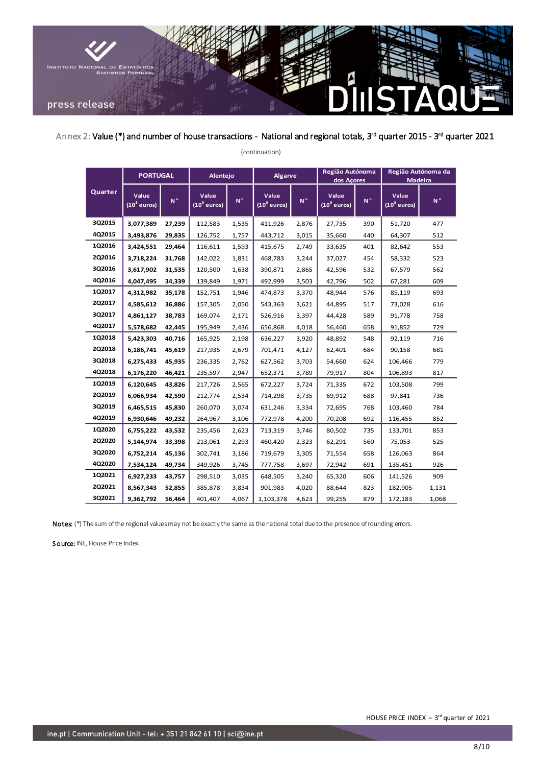Annex 2: Value (*) and number of house transactions - National and regional totals, 3rd quarter 2015 - 3rd quarter 2021

(continuation)

| Quarter | PORTUGAL | | Alentejo | | Algarve | | Região Autónoma dos Açores | | Região Autónoma da Madeira | |
|---|---|---|---|---|---|---|---|---|---|---|
| | Value ($10^3$ euros) | Nº | Value ($10^3$ euros) | Nº | Value ($10^3$ euros) | Nº | Value ($10^3$ euros) | Nº | Value ($10^3$ euros) | Nº |
| 3Q2015 | **3,077,389** | **27,239** | 112,583 | 1,535 | 411,926 | 2,876 | 27,735 | 390 | 51,720 | 477 |
| 4Q2015 | **3,493,876** | **29,835** | 126,752 | 1,757 | 443,712 | 3,015 | 35,660 | 440 | 64,307 | 512 |
| 1Q2016 | **3,424,551** | **29,464** | 116,611 | 1,593 | 415,675 | 2,749 | 33,635 | 401 | 82,642 | 553 |
| 2Q2016 | **3,718,224** | **31,768** | 142,022 | 1,831 | 468,783 | 3,244 | 37,027 | 454 | 58,332 | 523 |
| 3Q2016 | **3,617,902** | **31,535** | 120,500 | 1,638 | 390,871 | 2,865 | 42,596 | 532 | 67,579 | 562 |
| 4Q2016 | **4,047,495** | **34,339** | 139,849 | 1,971 | 492,999 | 3,503 | 42,796 | 502 | 67,281 | 609 |
| 1Q2017 | **4,312,982** | **35,178** | 152,751 | 1,946 | 474,873 | 3,370 | 48,944 | 576 | 85,119 | 693 |
| 2Q2017 | **4,585,612** | **36,886** | 157,305 | 2,050 | 543,363 | 3,621 | 44,895 | 517 | 73,028 | 616 |
| 3Q2017 | **4,861,127** | **38,783** | 169,074 | 2,171 | 526,916 | 3,397 | 44,428 | 589 | 91,778 | 758 |
| 4Q2017 | **5,578,682** | **42,445** | 195,949 | 2,436 | 656,868 | 4,018 | 56,460 | 658 | 91,852 | 729 |
| 1Q2018 | **5,423,303** | **40,716** | 165,925 | 2,198 | 636,227 | 3,920 | 48,892 | 548 | 92,119 | 716 |
| 2Q2018 | **6,186,741** | **45,619** | 217,935 | 2,679 | 701,471 | 4,127 | 62,401 | 684 | 90,158 | 681 |
| 3Q2018 | **6,275,433** | **45,935** | 236,335 | 2,762 | 627,562 | 3,703 | 54,660 | 624 | 106,466 | 779 |
| 4Q2018 | **6,176,220** | **46,421** | 235,597 | 2,947 | 652,371 | 3,789 | 79,917 | 804 | 106,893 | 817 |
| 1Q2019 | **6,120,645** | **43,826** | 217,726 | 2,565 | 672,227 | 3,724 | 71,335 | 672 | 103,508 | 799 |
| 2Q2019 | **6,066,934** | **42,590** | 212,774 | 2,534 | 714,298 | 3,735 | 69,912 | 688 | 97,841 | 736 |
| 3Q2019 | **6,465,515** | **45,830** | 260,070 | 3,074 | 631,246 | 3,334 | 72,695 | 768 | 103,460 | 784 |
| 4Q2019 | **6,930,646** | **49,232** | 264,967 | 3,106 | 772,978 | 4,200 | 70,208 | 692 | 116,455 | 852 |
| 1Q2020 | **6,755,222** | **43,532** | 235,456 | 2,623 | 713,319 | 3,746 | 80,502 | 735 | 133,701 | 853 |
| 2Q2020 | **5,144,974** | **33,398** | 213,061 | 2,293 | 460,420 | 2,323 | 62,291 | 560 | 75,053 | 525 |
| 3Q2020 | **6,752,214** | **45,136** | 302,741 | 3,186 | 719,679 | 3,305 | 71,554 | 658 | 126,063 | 864 |
| 4Q2020 | **7,534,124** | **49,734** | 349,926 | 3,745 | 777,758 | 3,697 | 72,942 | 691 | 135,451 | 926 |
| 1Q2021 | **6,927,233** | **43,757** | 298,510 | 3,035 | 648,505 | 3,240 | 65,320 | 606 | 141,526 | 909 |
| 2Q2021 | **8,567,343** | **52,855** | 385,878 | 3,834 | 901,983 | 4,020 | 88,644 | 823 | 182,905 | 1,131 |
| 3Q2021 | **9,362,792** | **56,464** | 401,407 | 4,067 | 1,103,378 | 4,623 | 99,255 | 879 | 172,183 | 1,068 |

Notes: (*) The sum of the regional values may not be exactly the same as the national total due to the presence of rounding errors.

Source: INE, House Price Index.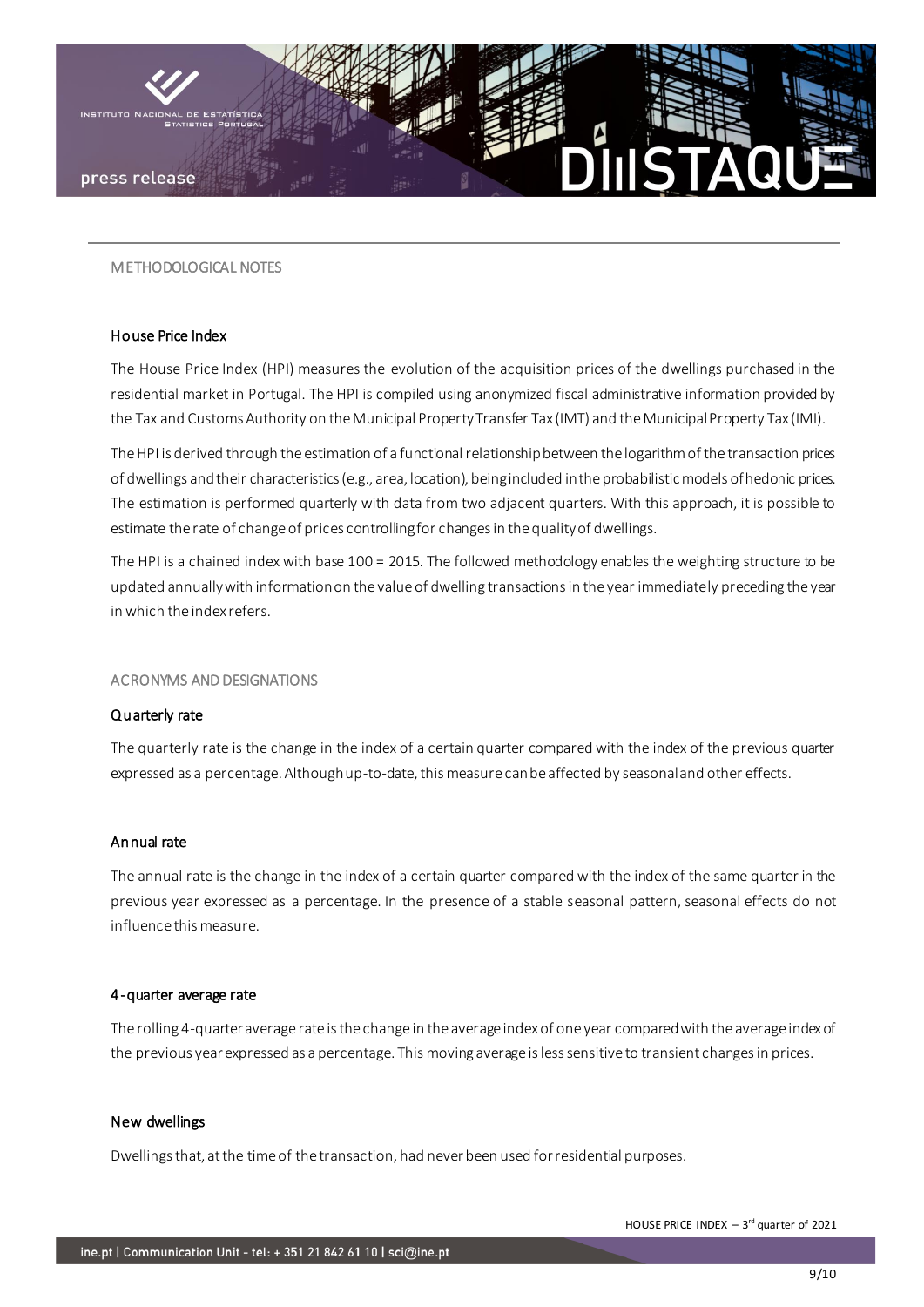## METHODOLOGICAL NOTES

### House Price Index

The House Price Index (HPI) measures the evolution of the acquisition prices of the dwellings purchased in the residential market in Portugal. The HPI is compiled using anonymized fiscal administrative information provided by the Tax and Customs Authority on the Municipal Property Transfer Tax (IMT) and the Municipal Property Tax (IMI).

The HPI is derived through the estimation of a functional relationship between the logarithm of the transaction prices of dwellings and their characteristics (e.g., area, location), being included in the probabilistic models of hedonic prices. The estimation is performed quarterly with data from two adjacent quarters. With this approach, it is possible to estimate the rate of change of prices controlling for changes in the quality of dwellings.

The HPI is a chained index with base 100 = 2015. The followed methodology enables the weighting structure to be updated annually with information on the value of dwelling transactions in the year immediately preceding the year in which the index refers.

## ACRONYMS AND DESIGNATIONS

### Quarterly rate

The quarterly rate is the change in the index of a certain quarter compared with the index of the previous quarter expressed as a percentage. Although up-to-date, this measure can be affected by seasonal and other effects.

### Annual rate

The annual rate is the change in the index of a certain quarter compared with the index of the same quarter in the previous year expressed as a percentage. In the presence of a stable seasonal pattern, seasonal effects do not influence this measure.

### 4-quarter average rate

The rolling 4-quarter average rate is the change in the average index of one year compared with the average index of the previous year expressed as a percentage. This moving average is less sensitive to transient changes in prices.

### New dwellings

Dwellings that, at the time of the transaction, had never been used for residential purposes.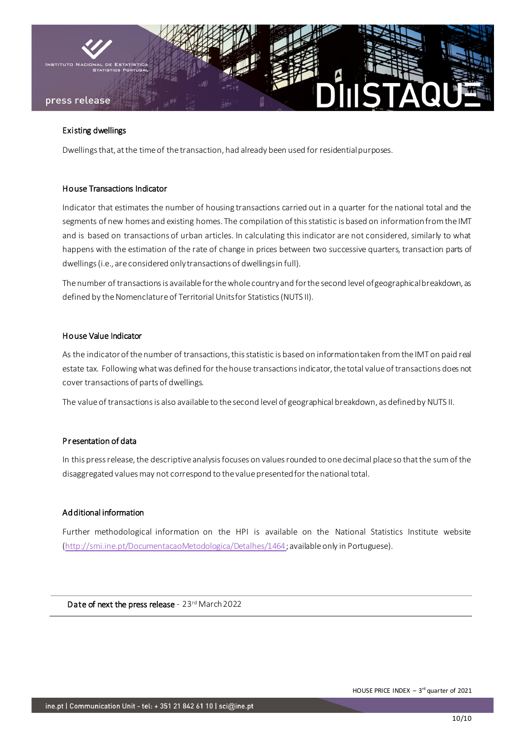### Existing dwellings

Dwellings that, at the time of the transaction, had already been used for residential purposes.

### House Transactions Indicator

Indicator that estimates the number of housing transactions carried out in a quarter for the national total and the segments of new homes and existing homes. The compilation of this statistic is based on information from the IMT and is based on transactions of urban articles. In calculating this indicator are not considered, similarly to what happens with the estimation of the rate of change in prices between two successive quarters, transaction parts of dwellings (i.e., are considered only transactions of dwellings in full).

The number of transactions is available for the whole country and for the second level of geographical breakdown, as defined by the Nomenclature of Territorial Units for Statistics (NUTS II).

### House Value Indicator

As the indicator of the number of transactions, this statistic is based on information taken from the IMT on paid real estate tax. Following what was defined for the house transactions indicator, the total value of transactions does not cover transactions of parts of dwellings.

The value of transactions is also available to the second level of geographical breakdown, as defined by NUTS II.

### Presentation of data

In this press release, the descriptive analysis focuses on values rounded to one decimal place so that the sum of the disaggregated values may not correspond to the value presented for the national total.

### Additional information

Further methodological information on the HPI is available on the National Statistics Institute website (http://smi.ine.pt/DocumentacaoMetodologica/Detalhes/1464; available only in Portuguese).

**Date of next the press release** - 23rd March 2022